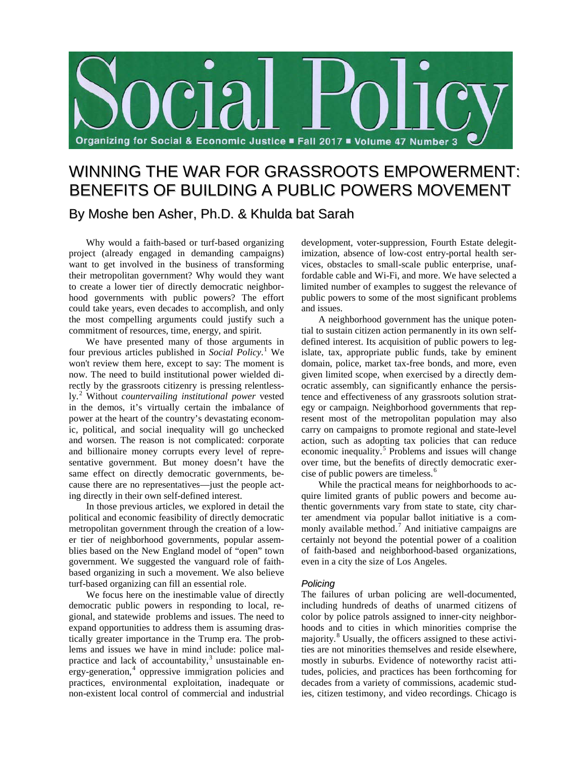# Social Policy

Organizing for Social & Economic Justice ■ Fall 2017 ■ Volume 47 Number 3

## WINNING THE WAR FOR GRASSROOTS EMPOWERMENT: BENEFITS OF BUILDING A PUBLIC POWERS MOVEMENT

By Moshe ben Asher, Ph.D. & Khulda bat Sarah

Why would a faith-based or turf-based organizing project (already engaged in demanding campaigns) want to get involved in the business of transforming their metropolitan government? Why would they want to create a lower tier of directly democratic neighborhood governments with public powers? The effort could take years, even decades to accomplish, and only the most compelling arguments could justify such a commitment of resources, time, energy, and spirit.

We have presented many of those arguments in four previous articles published in *Social Policy*.[1] We won't review them here, except to say: The moment is now. The need to build institutional power wielded directly by the grassroots citizenry is pressing relentlessly.[2] Without *countervailing institutional power* vested in the demos, it's virtually certain the imbalance of power at the heart of the country's devastating economic, political, and social inequality will go unchecked and worsen. The reason is not complicated: corporate and billionaire money corrupts every level of representative government. But money doesn't have the same effect on directly democratic governments, because there are no representatives—just the people acting directly in their own self-defined interest.

In those previous articles, we explored in detail the political and economic feasibility of directly democratic metropolitan government through the creation of a lower tier of neighborhood governments, popular assemblies based on the New England model of "open" town government. We suggested the vanguard role of faith-based organizing in such a movement. We also believe turf-based organizing can fill an essential role.

We focus here on the inestimable value of directly democratic public powers in responding to local, regional, and statewide problems and issues. The need to expand opportunities to address them is assuming drastically greater importance in the Trump era. The problems and issues we have in mind include: police malpractice and lack of accountability,[3] unsustainable energy-generation,[4] oppressive immigration policies and practices, environmental exploitation, inadequate or non-existent local control of commercial and industrial development, voter-suppression, Fourth Estate delegitimization, absence of low-cost entry-portal health services, obstacles to small-scale public enterprise, unaffordable cable and Wi-Fi, and more. We have selected a limited number of examples to suggest the relevance of public powers to some of the most significant problems and issues.

A neighborhood government has the unique potential to sustain citizen action permanently in its own self-defined interest. Its acquisition of public powers to legislate, tax, appropriate public funds, take by eminent domain, police, market tax-free bonds, and more, even given limited scope, when exercised by a directly democratic assembly, can significantly enhance the persistence and effectiveness of any grassroots solution strategy or campaign. Neighborhood governments that represent most of the metropolitan population may also carry on campaigns to promote regional and state-level action, such as adopting tax policies that can reduce economic inequality.[5] Problems and issues will change over time, but the benefits of directly democratic exercise of public powers are timeless.[6]

While the practical means for neighborhoods to acquire limited grants of public powers and become authentic governments vary from state to state, city charter amendment via popular ballot initiative is a commonly available method.[7] And initiative campaigns are certainly not beyond the potential power of a coalition of faith-based and neighborhood-based organizations, even in a city the size of Los Angeles.

### *Policing*

The failures of urban policing are well-documented, including hundreds of deaths of unarmed citizens of color by police patrols assigned to inner-city neighborhoods and to cities in which minorities comprise the majority.[8] Usually, the officers assigned to these activities are not minorities themselves and reside elsewhere, mostly in suburbs. Evidence of noteworthy racist attitudes, policies, and practices has been forthcoming for decades from a variety of commissions, academic studies, citizen testimony, and video recordings. Chicago is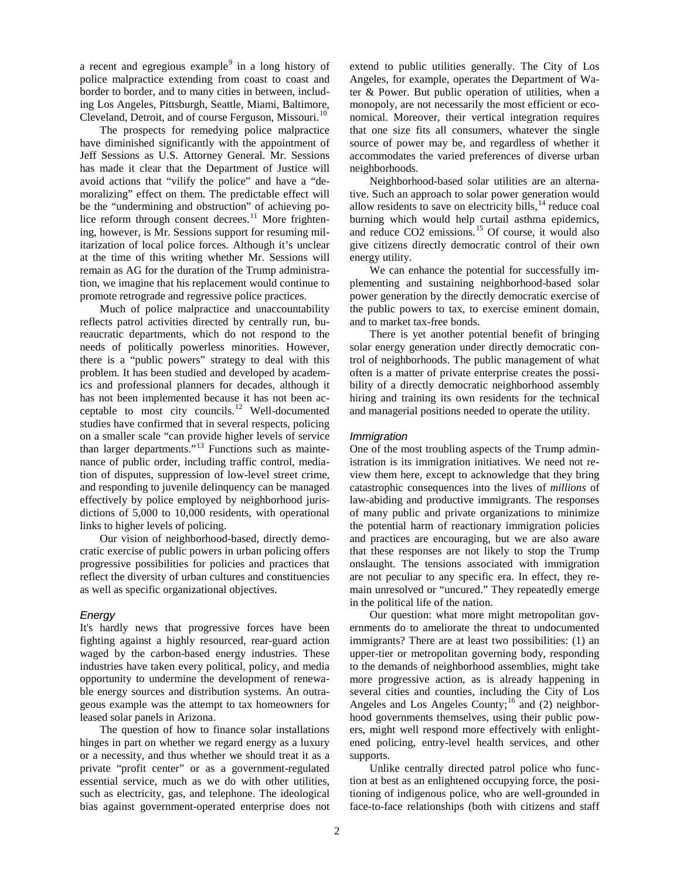a recent and egregious example[9] in a long history of police malpractice extending from coast to coast and border to border, and to many cities in between, including Los Angeles, Pittsburgh, Seattle, Miami, Baltimore, Cleveland, Detroit, and of course Ferguson, Missouri.[10]

The prospects for remedying police malpractice have diminished significantly with the appointment of Jeff Sessions as U.S. Attorney General. Mr. Sessions has made it clear that the Department of Justice will avoid actions that "vilify the police" and have a "demoralizing" effect on them. The predictable effect will be the "undermining and obstruction" of achieving police reform through consent decrees.[11] More frightening, however, is Mr. Sessions support for resuming militarization of local police forces. Although it's unclear at the time of this writing whether Mr. Sessions will remain as AG for the duration of the Trump administration, we imagine that his replacement would continue to promote retrograde and regressive police practices.

Much of police malpractice and unaccountability reflects patrol activities directed by centrally run, bureaucratic departments, which do not respond to the needs of politically powerless minorities. However, there is a "public powers" strategy to deal with this problem. It has been studied and developed by academics and professional planners for decades, although it has not been implemented because it has not been acceptable to most city councils.[12] Well-documented studies have confirmed that in several respects, policing on a smaller scale "can provide higher levels of service than larger departments."[13] Functions such as maintenance of public order, including traffic control, mediation of disputes, suppression of low-level street crime, and responding to juvenile delinquency can be managed effectively by police employed by neighborhood jurisdictions of 5,000 to 10,000 residents, with operational links to higher levels of policing.

Our vision of neighborhood-based, directly democratic exercise of public powers in urban policing offers progressive possibilities for policies and practices that reflect the diversity of urban cultures and constituencies as well as specific organizational objectives.

### *Energy*

It's hardly news that progressive forces have been fighting against a highly resourced, rear-guard action waged by the carbon-based energy industries. These industries have taken every political, policy, and media opportunity to undermine the development of renewable energy sources and distribution systems. An outrageous example was the attempt to tax homeowners for leased solar panels in Arizona.

The question of how to finance solar installations hinges in part on whether we regard energy as a luxury or a necessity, and thus whether we should treat it as a private "profit center" or as a government-regulated essential service, much as we do with other utilities, such as electricity, gas, and telephone. The ideological bias against government-operated enterprise does not extend to public utilities generally. The City of Los Angeles, for example, operates the Department of Water & Power. But public operation of utilities, when a monopoly, are not necessarily the most efficient or economical. Moreover, their vertical integration requires that one size fits all consumers, whatever the single source of power may be, and regardless of whether it accommodates the varied preferences of diverse urban neighborhoods.

Neighborhood-based solar utilities are an alternative. Such an approach to solar power generation would allow residents to save on electricity bills,[14] reduce coal burning which would help curtail asthma epidemics, and reduce CO2 emissions.[15] Of course, it would also give citizens directly democratic control of their own energy utility.

We can enhance the potential for successfully implementing and sustaining neighborhood-based solar power generation by the directly democratic exercise of the public powers to tax, to exercise eminent domain, and to market tax-free bonds.

There is yet another potential benefit of bringing solar energy generation under directly democratic control of neighborhoods. The public management of what often is a matter of private enterprise creates the possibility of a directly democratic neighborhood assembly hiring and training its own residents for the technical and managerial positions needed to operate the utility.

### *Immigration*

One of the most troubling aspects of the Trump administration is its immigration initiatives. We need not review them here, except to acknowledge that they bring catastrophic consequences into the lives of *millions* of law-abiding and productive immigrants. The responses of many public and private organizations to minimize the potential harm of reactionary immigration policies and practices are encouraging, but we are also aware that these responses are not likely to stop the Trump onslaught. The tensions associated with immigration are not peculiar to any specific era. In effect, they remain unresolved or "uncured." They repeatedly emerge in the political life of the nation.

Our question: what more might metropolitan governments do to ameliorate the threat to undocumented immigrants? There are at least two possibilities: (1) an upper-tier or metropolitan governing body, responding to the demands of neighborhood assemblies, might take more progressive action, as is already happening in several cities and counties, including the City of Los Angeles and Los Angeles County;[16] and (2) neighborhood governments themselves, using their public powers, might well respond more effectively with enlightened policing, entry-level health services, and other supports.

Unlike centrally directed patrol police who function at best as an enlightened occupying force, the positioning of indigenous police, who are well-grounded in face-to-face relationships (both with citizens and staff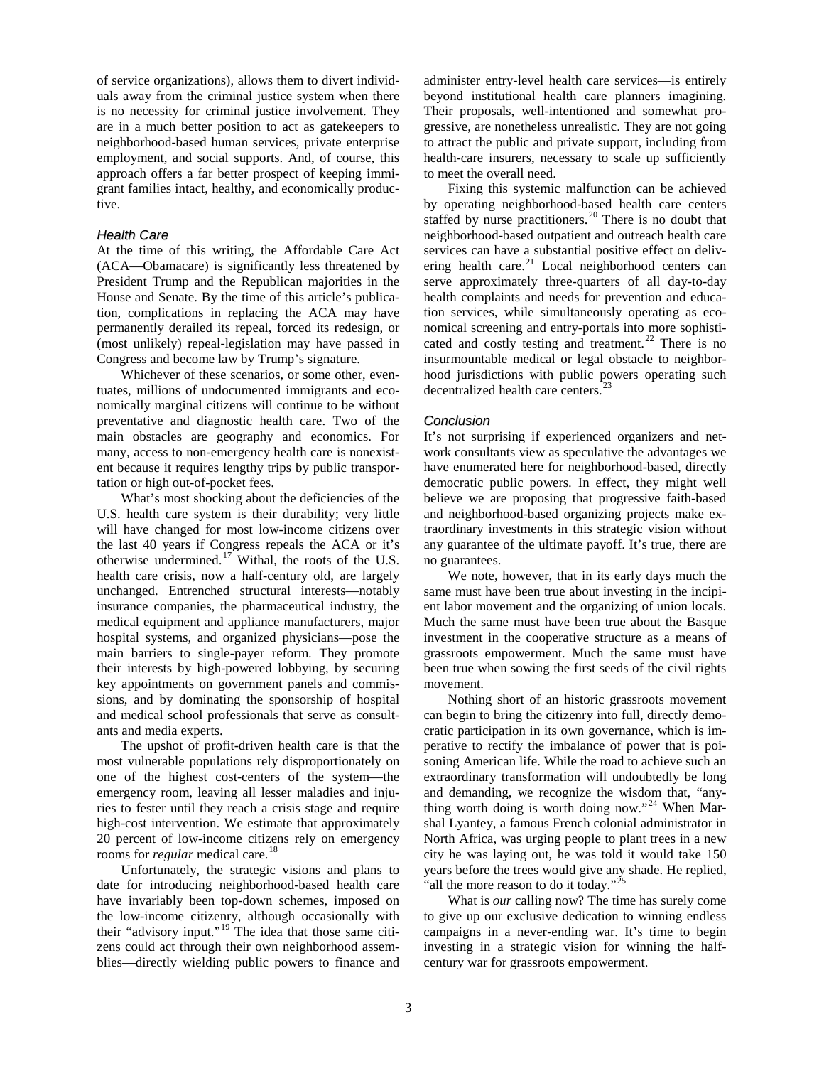of service organizations), allows them to divert individuals away from the criminal justice system when there is no necessity for criminal justice involvement. They are in a much better position to act as gatekeepers to neighborhood-based human services, private enterprise employment, and social supports. And, of course, this approach offers a far better prospect of keeping immigrant families intact, healthy, and economically productive.

### *Health Care*

At the time of this writing, the Affordable Care Act (ACA—Obamacare) is significantly less threatened by President Trump and the Republican majorities in the House and Senate. By the time of this article's publication, complications in replacing the ACA may have permanently derailed its repeal, forced its redesign, or (most unlikely) repeal-legislation may have passed in Congress and become law by Trump's signature.

Whichever of these scenarios, or some other, eventuates, millions of undocumented immigrants and economically marginal citizens will continue to be without preventative and diagnostic health care. Two of the main obstacles are geography and economics. For many, access to non-emergency health care is nonexistent because it requires lengthy trips by public transportation or high out-of-pocket fees.

What's most shocking about the deficiencies of the U.S. health care system is their durability; very little will have changed for most low-income citizens over the last 40 years if Congress repeals the ACA or it's otherwise undermined.[17] Withal, the roots of the U.S. health care crisis, now a half-century old, are largely unchanged. Entrenched structural interests—notably insurance companies, the pharmaceutical industry, the medical equipment and appliance manufacturers, major hospital systems, and organized physicians—pose the main barriers to single-payer reform. They promote their interests by high-powered lobbying, by securing key appointments on government panels and commissions, and by dominating the sponsorship of hospital and medical school professionals that serve as consultants and media experts.

The upshot of profit-driven health care is that the most vulnerable populations rely disproportionately on one of the highest cost-centers of the system—the emergency room, leaving all lesser maladies and injuries to fester until they reach a crisis stage and require high-cost intervention. We estimate that approximately 20 percent of low-income citizens rely on emergency rooms for *regular* medical care.[18]

Unfortunately, the strategic visions and plans to date for introducing neighborhood-based health care have invariably been top-down schemes, imposed on the low-income citizenry, although occasionally with their "advisory input."[19] The idea that those same citizens could act through their own neighborhood assemblies—directly wielding public powers to finance and administer entry-level health care services—is entirely beyond institutional health care planners imagining. Their proposals, well-intentioned and somewhat progressive, are nonetheless unrealistic. They are not going to attract the public and private support, including from health-care insurers, necessary to scale up sufficiently to meet the overall need.

Fixing this systemic malfunction can be achieved by operating neighborhood-based health care centers staffed by nurse practitioners.[20] There is no doubt that neighborhood-based outpatient and outreach health care services can have a substantial positive effect on delivering health care.[21] Local neighborhood centers can serve approximately three-quarters of all day-to-day health complaints and needs for prevention and education services, while simultaneously operating as economical screening and entry-portals into more sophisticated and costly testing and treatment.[22] There is no insurmountable medical or legal obstacle to neighborhood jurisdictions with public powers operating such decentralized health care centers.[23]

### *Conclusion*

It's not surprising if experienced organizers and network consultants view as speculative the advantages we have enumerated here for neighborhood-based, directly democratic public powers. In effect, they might well believe we are proposing that progressive faith-based and neighborhood-based organizing projects make extraordinary investments in this strategic vision without any guarantee of the ultimate payoff. It's true, there are no guarantees.

We note, however, that in its early days much the same must have been true about investing in the incipient labor movement and the organizing of union locals. Much the same must have been true about the Basque investment in the cooperative structure as a means of grassroots empowerment. Much the same must have been true when sowing the first seeds of the civil rights movement.

Nothing short of an historic grassroots movement can begin to bring the citizenry into full, directly democratic participation in its own governance, which is imperative to rectify the imbalance of power that is poisoning American life. While the road to achieve such an extraordinary transformation will undoubtedly be long and demanding, we recognize the wisdom that, "anything worth doing is worth doing now."[24] When Marshal Lyantey, a famous French colonial administrator in North Africa, was urging people to plant trees in a new city he was laying out, he was told it would take 150 years before the trees would give any shade. He replied, "all the more reason to do it today."[25]

What is *our* calling now? The time has surely come to give up our exclusive dedication to winning endless campaigns in a never-ending war. It's time to begin investing in a strategic vision for winning the half-century war for grassroots empowerment.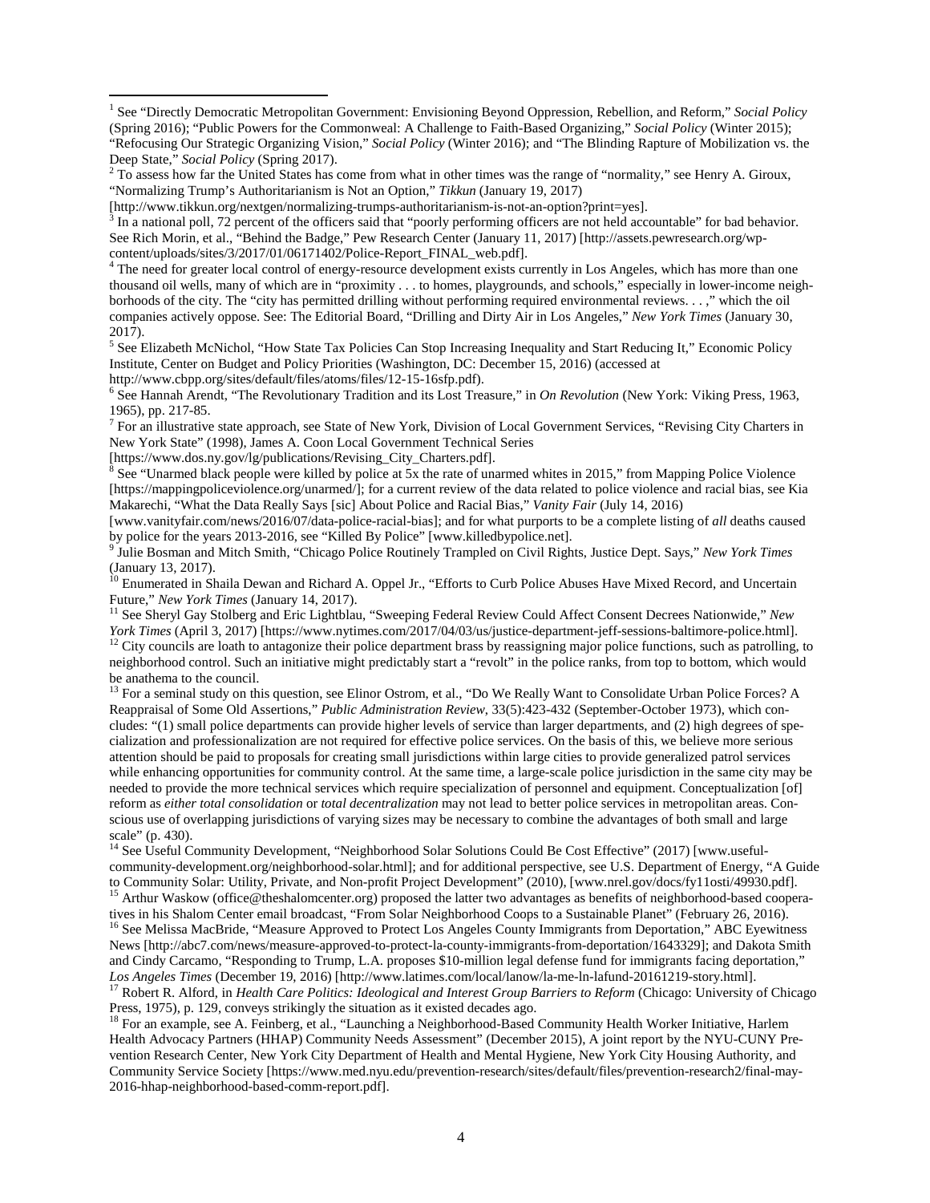[1] See "Directly Democratic Metropolitan Government: Envisioning Beyond Oppression, Rebellion, and Reform," *Social Policy* (Spring 2016); "Public Powers for the Commonweal: A Challenge to Faith-Based Organizing," *Social Policy* (Winter 2015); "Refocusing Our Strategic Organizing Vision," *Social Policy* (Winter 2016); and "The Blinding Rapture of Mobilization vs. the Deep State," *Social Policy* (Spring 2017).

[2] To assess how far the United States has come from what in other times was the range of "normality," see Henry A. Giroux, "Normalizing Trump's Authoritarianism is Not an Option," *Tikkun* (January 19, 2017) [http://www.tikkun.org/nextgen/normalizing-trumps-authoritarianism-is-not-an-option?print=yes].

[3] In a national poll, 72 percent of the officers said that "poorly performing officers are not held accountable" for bad behavior. See Rich Morin, et al., "Behind the Badge," Pew Research Center (January 11, 2017) [http://assets.pewresearch.org/wp-content/uploads/sites/3/2017/01/06171402/Police-Report_FINAL_web.pdf].

[4] The need for greater local control of energy-resource development exists currently in Los Angeles, which has more than one thousand oil wells, many of which are in "proximity . . . to homes, playgrounds, and schools," especially in lower-income neighborhoods of the city. The "city has permitted drilling without performing required environmental reviews. . . ," which the oil companies actively oppose. See: The Editorial Board, "Drilling and Dirty Air in Los Angeles," *New York Times* (January 30, 2017).

[5] See Elizabeth McNichol, "How State Tax Policies Can Stop Increasing Inequality and Start Reducing It," Economic Policy Institute, Center on Budget and Policy Priorities (Washington, DC: December 15, 2016) (accessed at http://www.cbpp.org/sites/default/files/atoms/files/12-15-16sfp.pdf).

[6] See Hannah Arendt, "The Revolutionary Tradition and its Lost Treasure," in *On Revolution* (New York: Viking Press, 1963, 1965), pp. 217-85.

[7] For an illustrative state approach, see State of New York, Division of Local Government Services, "Revising City Charters in New York State" (1998), James A. Coon Local Government Technical Series [https://www.dos.ny.gov/lg/publications/Revising_City_Charters.pdf].

[8] See "Unarmed black people were killed by police at 5x the rate of unarmed whites in 2015," from Mapping Police Violence [https://mappingpoliceviolence.org/unarmed/]; for a current review of the data related to police violence and racial bias, see Kia Makarechi, "What the Data Really Says [sic] About Police and Racial Bias," *Vanity Fair* (July 14, 2016) [www.vanityfair.com/news/2016/07/data-police-racial-bias]; and for what purports to be a complete listing of *all* deaths caused by police for the years 2013-2016, see "Killed By Police" [www.killedbypolice.net].

[9] Julie Bosman and Mitch Smith, "Chicago Police Routinely Trampled on Civil Rights, Justice Dept. Says," *New York Times* (January 13, 2017).

[10] Enumerated in Shaila Dewan and Richard A. Oppel Jr., "Efforts to Curb Police Abuses Have Mixed Record, and Uncertain Future," *New York Times* (January 14, 2017).

[11] See Sheryl Gay Stolberg and Eric Lightblau, "Sweeping Federal Review Could Affect Consent Decrees Nationwide," *New York Times* (April 3, 2017) [https://www.nytimes.com/2017/04/03/us/justice-department-jeff-sessions-baltimore-police.html].

[12] City councils are loath to antagonize their police department brass by reassigning major police functions, such as patrolling, to neighborhood control. Such an initiative might predictably start a "revolt" in the police ranks, from top to bottom, which would be anathema to the council.

[13] For a seminal study on this question, see Elinor Ostrom, et al., "Do We Really Want to Consolidate Urban Police Forces? A Reappraisal of Some Old Assertions," *Public Administration Review*, 33(5):423-432 (September-October 1973), which concludes: "(1) small police departments can provide higher levels of service than larger departments, and (2) high degrees of specialization and professionalization are not required for effective police services. On the basis of this, we believe more serious attention should be paid to proposals for creating small jurisdictions within large cities to provide generalized patrol services while enhancing opportunities for community control. At the same time, a large-scale police jurisdiction in the same city may be needed to provide the more technical services which require specialization of personnel and equipment. Conceptualization [of] reform as *either total consolidation* or *total decentralization* may not lead to better police services in metropolitan areas. Conscious use of overlapping jurisdictions of varying sizes may be necessary to combine the advantages of both small and large scale" (p. 430).

[14] See Useful Community Development, "Neighborhood Solar Solutions Could Be Cost Effective" (2017) [www.useful-community-development.org/neighborhood-solar.html]; and for additional perspective, see U.S. Department of Energy, "A Guide to Community Solar: Utility, Private, and Non-profit Project Development" (2010), [www.nrel.gov/docs/fy11osti/49930.pdf].

[15] Arthur Waskow (office@theshalomcenter.org) proposed the latter two advantages as benefits of neighborhood-based cooperatives in his Shalom Center email broadcast, "From Solar Neighborhood Coops to a Sustainable Planet" (February 26, 2016).

[16] See Melissa MacBride, "Measure Approved to Protect Los Angeles County Immigrants from Deportation," ABC Eyewitness News [http://abc7.com/news/measure-approved-to-protect-la-county-immigrants-from-deportation/1643329]; and Dakota Smith and Cindy Carcamo, "Responding to Trump, L.A. proposes $10-million legal defense fund for immigrants facing deportation," *Los Angeles Times* (December 19, 2016) [http://www.latimes.com/local/lanow/la-me-ln-lafund-20161219-story.html].

[17] Robert R. Alford, in *Health Care Politics: Ideological and Interest Group Barriers to Reform* (Chicago: University of Chicago Press, 1975), p. 129, conveys strikingly the situation as it existed decades ago.

[18] For an example, see A. Feinberg, et al., "Launching a Neighborhood-Based Community Health Worker Initiative, Harlem Health Advocacy Partners (HHAP) Community Needs Assessment" (December 2015), A joint report by the NYU-CUNY Prevention Research Center, New York City Department of Health and Mental Hygiene, New York City Housing Authority, and Community Service Society [https://www.med.nyu.edu/prevention-research/sites/default/files/prevention-research2/final-may-2016-hhap-neighborhood-based-comm-report.pdf].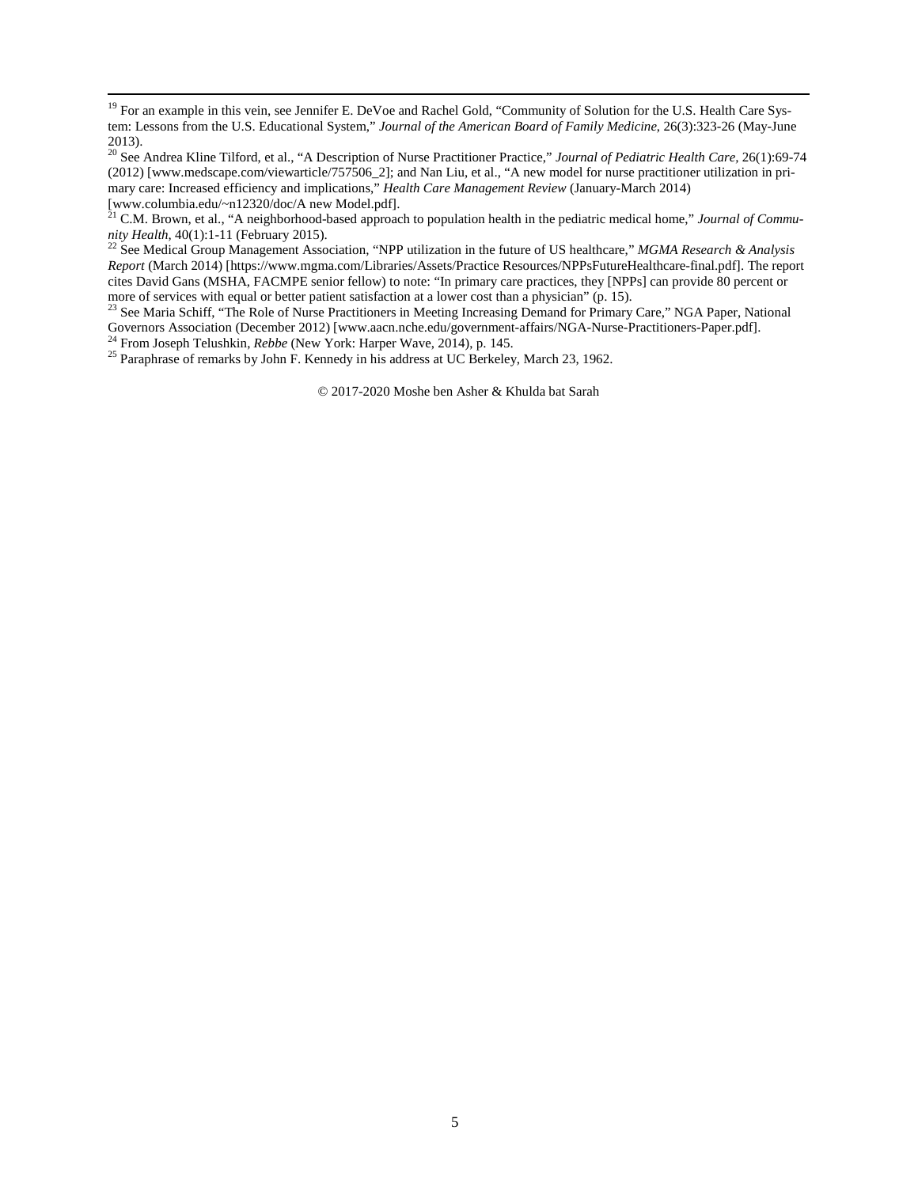[19] For an example in this vein, see Jennifer E. DeVoe and Rachel Gold, "Community of Solution for the U.S. Health Care System: Lessons from the U.S. Educational System," *Journal of the American Board of Family Medicine*, 26(3):323-26 (May-June 2013).

[20] See Andrea Kline Tilford, et al., "A Description of Nurse Practitioner Practice," *Journal of Pediatric Health Care*, 26(1):69-74 (2012) [www.medscape.com/viewarticle/757506_2]; and Nan Liu, et al., "A new model for nurse practitioner utilization in primary care: Increased efficiency and implications," *Health Care Management Review* (January-March 2014) [www.columbia.edu/~n12320/doc/A new Model.pdf].

[21] C.M. Brown, et al., "A neighborhood-based approach to population health in the pediatric medical home," *Journal of Community Health*, 40(1):1-11 (February 2015).

[22] See Medical Group Management Association, "NPP utilization in the future of US healthcare," *MGMA Research & Analysis Report* (March 2014) [https://www.mgma.com/Libraries/Assets/Practice Resources/NPPsFutureHealthcare-final.pdf]. The report cites David Gans (MSHA, FACMPE senior fellow) to note: "In primary care practices, they [NPPs] can provide 80 percent or more of services with equal or better patient satisfaction at a lower cost than a physician" (p. 15).

[23] See Maria Schiff, "The Role of Nurse Practitioners in Meeting Increasing Demand for Primary Care," NGA Paper, National Governors Association (December 2012) [www.aacn.nche.edu/government-affairs/NGA-Nurse-Practitioners-Paper.pdf].

[24] From Joseph Telushkin, *Rebbe* (New York: Harper Wave, 2014), p. 145.

[25] Paraphrase of remarks by John F. Kennedy in his address at UC Berkeley, March 23, 1962.

© 2017-2020 Moshe ben Asher & Khulda bat Sarah